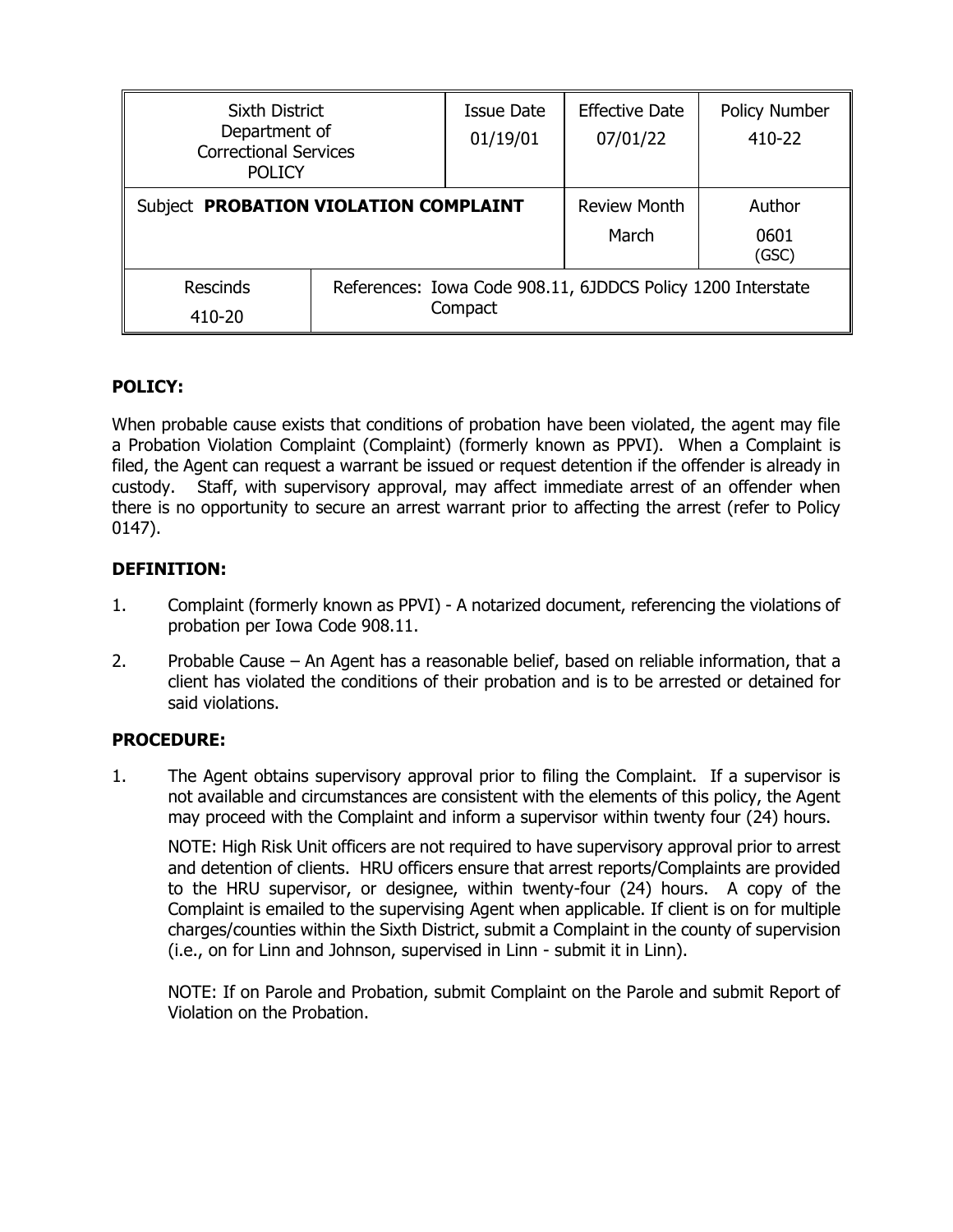| Sixth District Department of Correctional Services POLICY | | Issue Date 01/19/01 | Effective Date 07/01/22 | Policy Number 410-22 |
|---|---|---|---|---|
| Subject **PROBATION VIOLATION COMPLAINT** | | | Review Month March | Author 0601 (GSC) |
| Rescinds 410-20 | References: Iowa Code 908.11, 6JDDCS Policy 1200 Interstate Compact | | | |

**POLICY:**

When probable cause exists that conditions of probation have been violated, the agent may file a Probation Violation Complaint (Complaint) (formerly known as PPVI). When a Complaint is filed, the Agent can request a warrant be issued or request detention if the offender is already in custody. Staff, with supervisory approval, may affect immediate arrest of an offender when there is no opportunity to secure an arrest warrant prior to affecting the arrest (refer to Policy 0147).

**DEFINITION:**

1. Complaint (formerly known as PPVI) - A notarized document, referencing the violations of probation per Iowa Code 908.11.
2. Probable Cause – An Agent has a reasonable belief, based on reliable information, that a client has violated the conditions of their probation and is to be arrested or detained for said violations.

**PROCEDURE:**

1. The Agent obtains supervisory approval prior to filing the Complaint. If a supervisor is not available and circumstances are consistent with the elements of this policy, the Agent may proceed with the Complaint and inform a supervisor within twenty four (24) hours.

   NOTE: High Risk Unit officers are not required to have supervisory approval prior to arrest and detention of clients. HRU officers ensure that arrest reports/Complaints are provided to the HRU supervisor, or designee, within twenty-four (24) hours. A copy of the Complaint is emailed to the supervising Agent when applicable. If client is on for multiple charges/counties within the Sixth District, submit a Complaint in the county of supervision (i.e., on for Linn and Johnson, supervised in Linn - submit it in Linn).

   NOTE: If on Parole and Probation, submit Complaint on the Parole and submit Report of Violation on the Probation.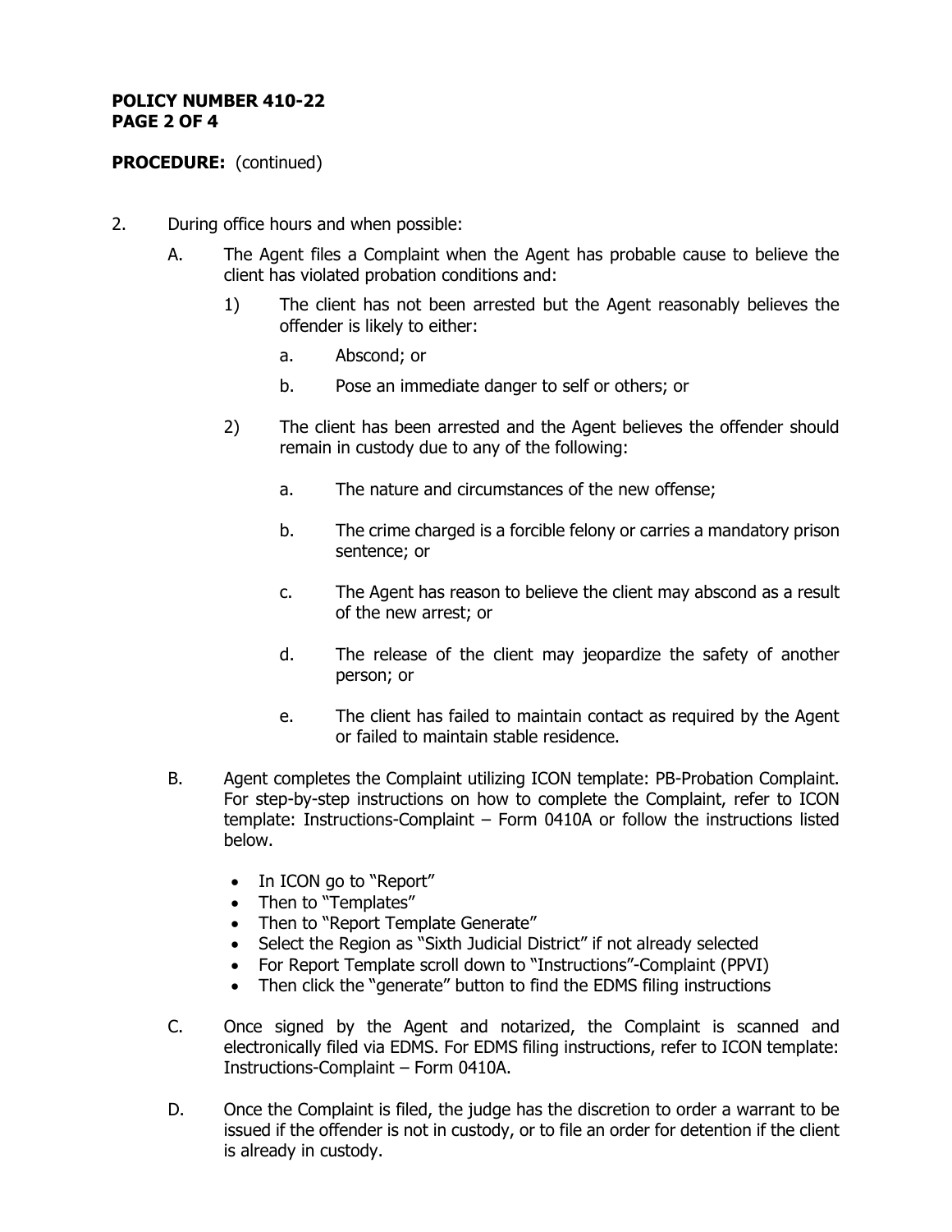**PROCEDURE:** (continued)

2. During office hours and when possible:

   A. The Agent files a Complaint when the Agent has probable cause to believe the client has violated probation conditions and:

      1) The client has not been arrested but the Agent reasonably believes the offender is likely to either:

         a. Abscond; or

         b. Pose an immediate danger to self or others; or

      2) The client has been arrested and the Agent believes the offender should remain in custody due to any of the following:

         a. The nature and circumstances of the new offense;

         b. The crime charged is a forcible felony or carries a mandatory prison sentence; or

         c. The Agent has reason to believe the client may abscond as a result of the new arrest; or

         d. The release of the client may jeopardize the safety of another person; or

         e. The client has failed to maintain contact as required by the Agent or failed to maintain stable residence.

   B. Agent completes the Complaint utilizing ICON template: PB-Probation Complaint. For step-by-step instructions on how to complete the Complaint, refer to ICON template: Instructions-Complaint – Form 0410A or follow the instructions listed below.

      - In ICON go to "Report"
      - Then to "Templates"
      - Then to "Report Template Generate"
      - Select the Region as "Sixth Judicial District" if not already selected
      - For Report Template scroll down to "Instructions"-Complaint (PPVI)
      - Then click the "generate" button to find the EDMS filing instructions

   C. Once signed by the Agent and notarized, the Complaint is scanned and electronically filed via EDMS. For EDMS filing instructions, refer to ICON template: Instructions-Complaint – Form 0410A.

   D. Once the Complaint is filed, the judge has the discretion to order a warrant to be issued if the offender is not in custody, or to file an order for detention if the client is already in custody.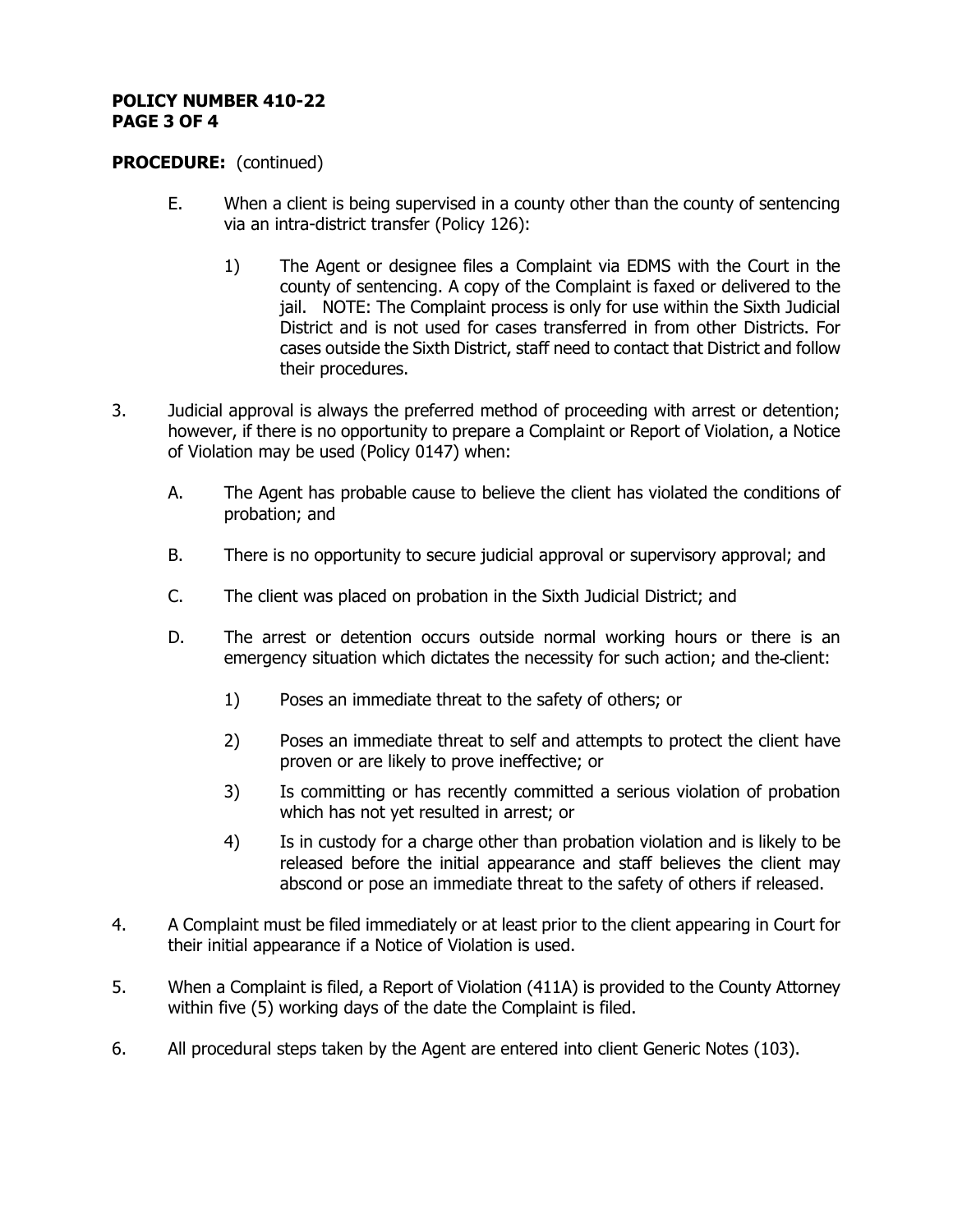**POLICY NUMBER 410-22**

**PROCEDURE:** (continued)

E. When a client is being supervised in a county other than the county of sentencing via an intra-district transfer (Policy 126):

   1) The Agent or designee files a Complaint via EDMS with the Court in the county of sentencing. A copy of the Complaint is faxed or delivered to the jail. NOTE: The Complaint process is only for use within the Sixth Judicial District and is not used for cases transferred in from other Districts. For cases outside the Sixth District, staff need to contact that District and follow their procedures.

3. Judicial approval is always the preferred method of proceeding with arrest or detention; however, if there is no opportunity to prepare a Complaint or Report of Violation, a Notice of Violation may be used (Policy 0147) when:

   A. The Agent has probable cause to believe the client has violated the conditions of probation; and

   B. There is no opportunity to secure judicial approval or supervisory approval; and

   C. The client was placed on probation in the Sixth Judicial District; and

   D. The arrest or detention occurs outside normal working hours or there is an emergency situation which dictates the necessity for such action; and the client:

      1) Poses an immediate threat to the safety of others; or

      2) Poses an immediate threat to self and attempts to protect the client have proven or are likely to prove ineffective; or

      3) Is committing or has recently committed a serious violation of probation which has not yet resulted in arrest; or

      4) Is in custody for a charge other than probation violation and is likely to be released before the initial appearance and staff believes the client may abscond or pose an immediate threat to the safety of others if released.

4. A Complaint must be filed immediately or at least prior to the client appearing in Court for their initial appearance if a Notice of Violation is used.

5. When a Complaint is filed, a Report of Violation (411A) is provided to the County Attorney within five (5) working days of the date the Complaint is filed.

6. All procedural steps taken by the Agent are entered into client Generic Notes (103).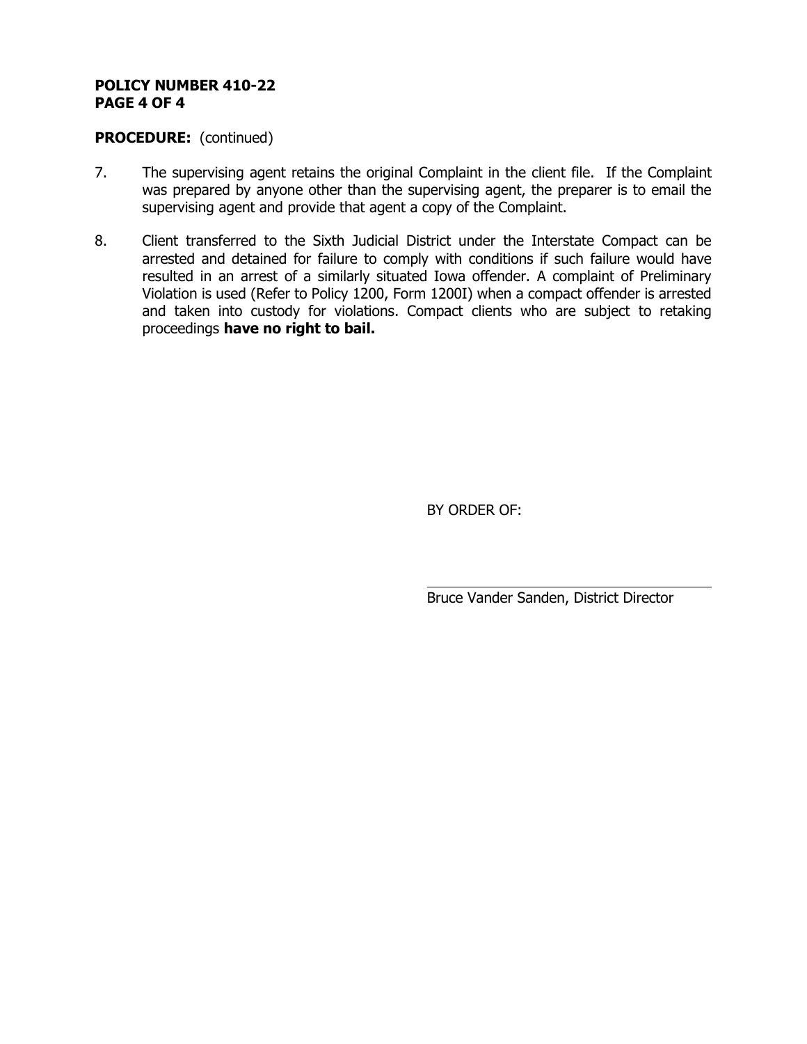**PROCEDURE:** (continued)

7. The supervising agent retains the original Complaint in the client file. If the Complaint was prepared by anyone other than the supervising agent, the preparer is to email the supervising agent and provide that agent a copy of the Complaint.

8. Client transferred to the Sixth Judicial District under the Interstate Compact can be arrested and detained for failure to comply with conditions if such failure would have resulted in an arrest of a similarly situated Iowa offender. A complaint of Preliminary Violation is used (Refer to Policy 1200, Form 1200I) when a compact offender is arrested and taken into custody for violations. Compact clients who are subject to retaking proceedings **have no right to bail.**

BY ORDER OF:

Bruce Vander Sanden, District Director